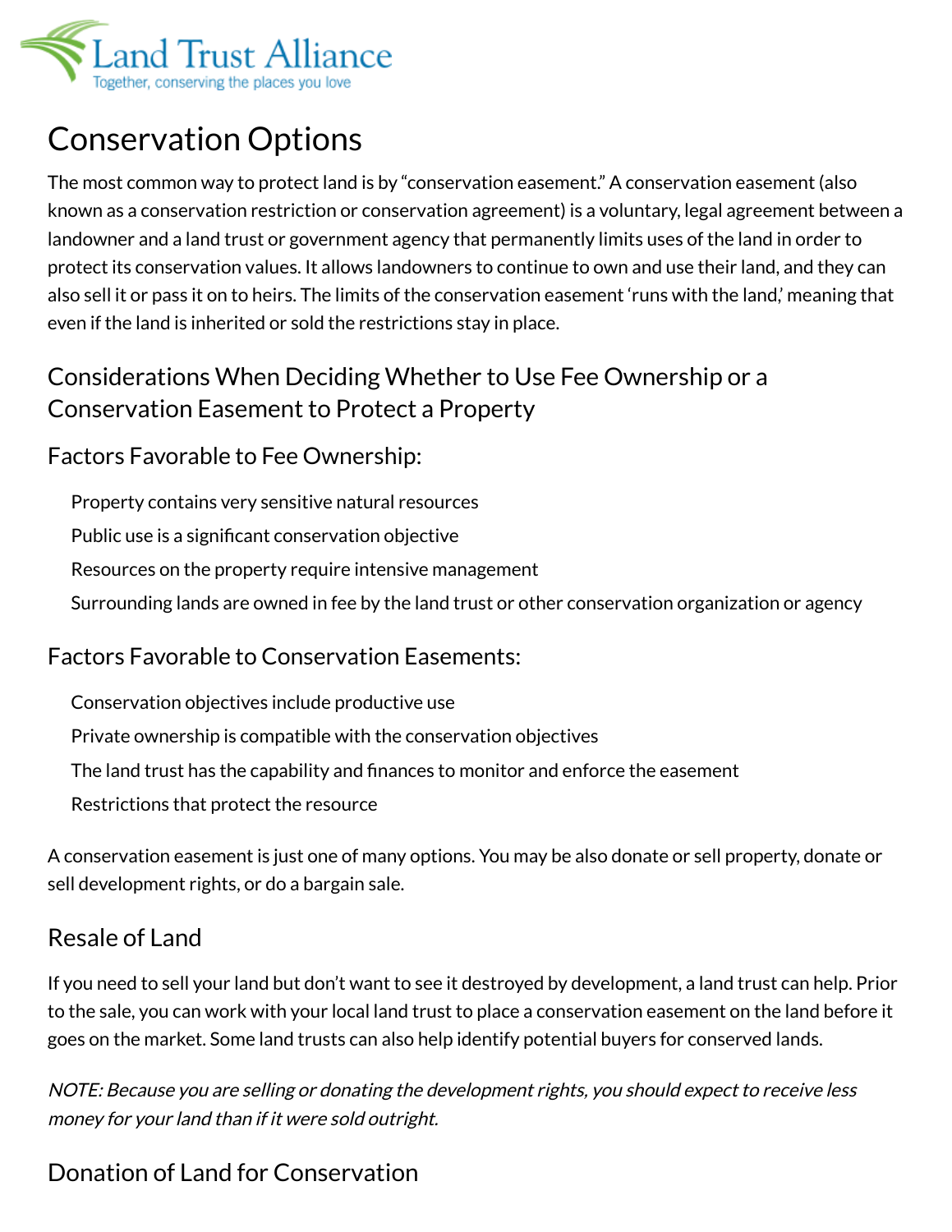# Conservation Options

The most common way to protect land is by "conservation easement." A conservation easement (also known as a conservation restriction or conservation agreement) is a voluntary, legal agreement between a landowner and a land trust or government agency that permanently limits uses of the land in order to protect its conservation values. It allows landowners to continue to own and use their land, and they can also sell it or pass it on to heirs. The limits of the conservation easement 'runs with the land,' meaning that even if the land is inherited or sold the restrictions stay in place.

## Considerations When Deciding Whether to Use Fee Ownership or a Conservation Easement to Protect a Property

### Factors Favorable to Fee Ownership:

- Property contains very sensitive natural resources
- Public use is a significant conservation objective
- Resources on the property require intensive management
- Surrounding lands are owned in fee by the land trust or other conservation organization or agency

### Factors Favorable to Conservation Easements:

- Conservation objectives include productive use
- Private ownership is compatible with the conservation objectives
- The land trust has the capability and finances to monitor and enforce the easement
- Restrictions that protect the resource

A conservation easement is just one of many options. You may be also donate or sell property, donate or sell development rights, or do a bargain sale.

## Resale of Land

If you need to sell your land but don't want to see it destroyed by development, a land trust can help. Prior to the sale, you can work with your local land trust to place a conservation easement on the land before it goes on the market. Some land trusts can also help identify potential buyers for conserved lands.

*NOTE: Because you are selling or donating the development rights, you should expect to receive less money for your land than if it were sold outright.*

## Donation of Land for Conservation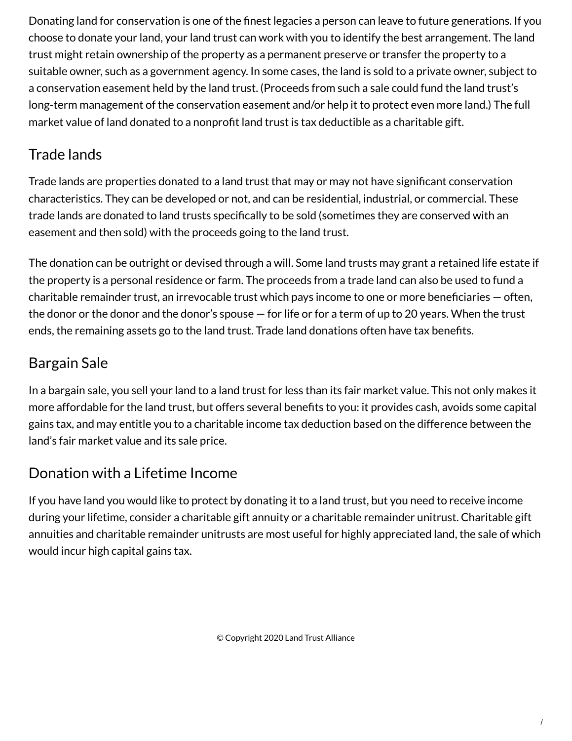Donating land for conservation is one of the finest legacies a person can leave to future generations. If you choose to donate your land, your land trust can work with you to identify the best arrangement. The land trust might retain ownership of the property as a permanent preserve or transfer the property to a suitable owner, such as a government agency. In some cases, the land is sold to a private owner, subject to a conservation easement held by the land trust. (Proceeds from such a sale could fund the land trust's long-term management of the conservation easement and/or help it to protect even more land.) The full market value of land donated to a nonprofit land trust is tax deductible as a charitable gift.

## Trade lands

Trade lands are properties donated to a land trust that may or may not have significant conservation characteristics. They can be developed or not, and can be residential, industrial, or commercial. These trade lands are donated to land trusts specifically to be sold (sometimes they are conserved with an easement and then sold) with the proceeds going to the land trust.

The donation can be outright or devised through a will. Some land trusts may grant a retained life estate if the property is a personal residence or farm. The proceeds from a trade land can also be used to fund a charitable remainder trust, an irrevocable trust which pays income to one or more beneficiaries — often, the donor or the donor and the donor's spouse — for life or for a term of up to 20 years. When the trust ends, the remaining assets go to the land trust. Trade land donations often have tax benefits.

## Bargain Sale

In a bargain sale, you sell your land to a land trust for less than its fair market value. This not only makes it more affordable for the land trust, but offers several benefits to you: it provides cash, avoids some capital gains tax, and may entitle you to a charitable income tax deduction based on the difference between the land's fair market value and its sale price.

## Donation with a Lifetime Income

If you have land you would like to protect by donating it to a land trust, but you need to receive income during your lifetime, consider a charitable gift annuity or a charitable remainder unitrust. Charitable gift annuities and charitable remainder unitrusts are most useful for highly appreciated land, the sale of which would incur high capital gains tax.

© Copyright 2020 Land Trust Alliance